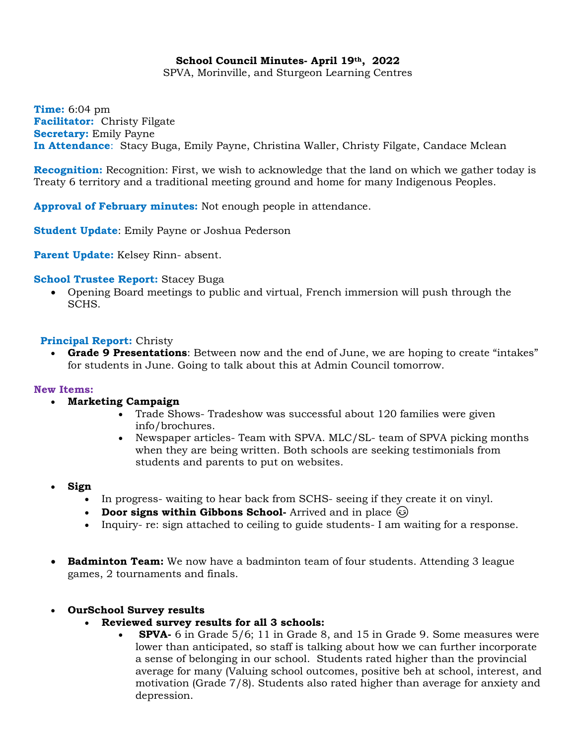**School Council Minutes- April 19th, 2022**

SPVA, Morinville, and Sturgeon Learning Centres

**Time:** 6:04 pm
**Facilitator:** Christy Filgate
**Secretary:** Emily Payne
**In Attendance**: Stacy Buga, Emily Payne, Christina Waller, Christy Filgate, Candace Mclean

**Recognition:** Recognition: First, we wish to acknowledge that the land on which we gather today is Treaty 6 territory and a traditional meeting ground and home for many Indigenous Peoples.

**Approval of February minutes:** Not enough people in attendance.

**Student Update**: Emily Payne or Joshua Pederson

**Parent Update:** Kelsey Rinn- absent.

**School Trustee Report:** Stacey Buga

- Opening Board meetings to public and virtual, French immersion will push through the SCHS.

**Principal Report:** Christy

- **Grade 9 Presentations**: Between now and the end of June, we are hoping to create "intakes" for students in June. Going to talk about this at Admin Council tomorrow.

**New Items:**

- **Marketing Campaign**
  - Trade Shows- Tradeshow was successful about 120 families were given info/brochures.
  - Newspaper articles- Team with SPVA. MLC/SL- team of SPVA picking months when they are being written. Both schools are seeking testimonials from students and parents to put on websites.
- **Sign**
  - In progress- waiting to hear back from SCHS- seeing if they create it on vinyl.
  - **Door signs within Gibbons School-** Arrived and in place 😊
  - Inquiry- re: sign attached to ceiling to guide students- I am waiting for a response.
- **Badminton Team:** We now have a badminton team of four students. Attending 3 league games, 2 tournaments and finals.
- **OurSchool Survey results**
  - **Reviewed survey results for all 3 schools:**
    - **SPVA-** 6 in Grade 5/6; 11 in Grade 8, and 15 in Grade 9. Some measures were lower than anticipated, so staff is talking about how we can further incorporate a sense of belonging in our school. Students rated higher than the provincial average for many (Valuing school outcomes, positive beh at school, interest, and motivation (Grade 7/8). Students also rated higher than average for anxiety and depression.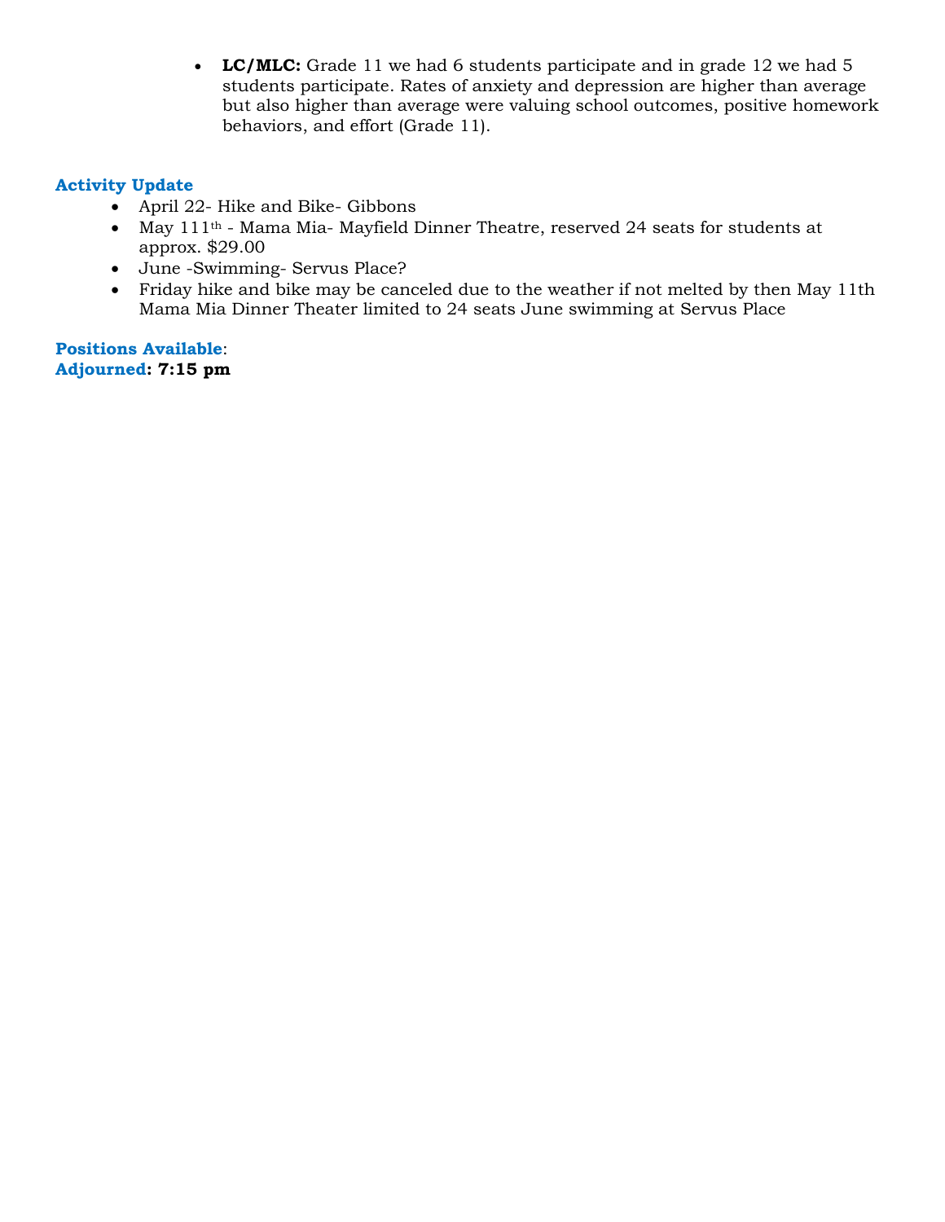- **LC/MLC:** Grade 11 we had 6 students participate and in grade 12 we had 5 students participate. Rates of anxiety and depression are higher than average but also higher than average were valuing school outcomes, positive homework behaviors, and effort (Grade 11).

**Activity Update**

- April 22- Hike and Bike- Gibbons
- May 111th - Mama Mia- Mayfield Dinner Theatre, reserved 24 seats for students at approx. $29.00
- June -Swimming- Servus Place?
- Friday hike and bike may be canceled due to the weather if not melted by then May 11th Mama Mia Dinner Theater limited to 24 seats June swimming at Servus Place

**Positions Available**:

**Adjourned: 7:15 pm**